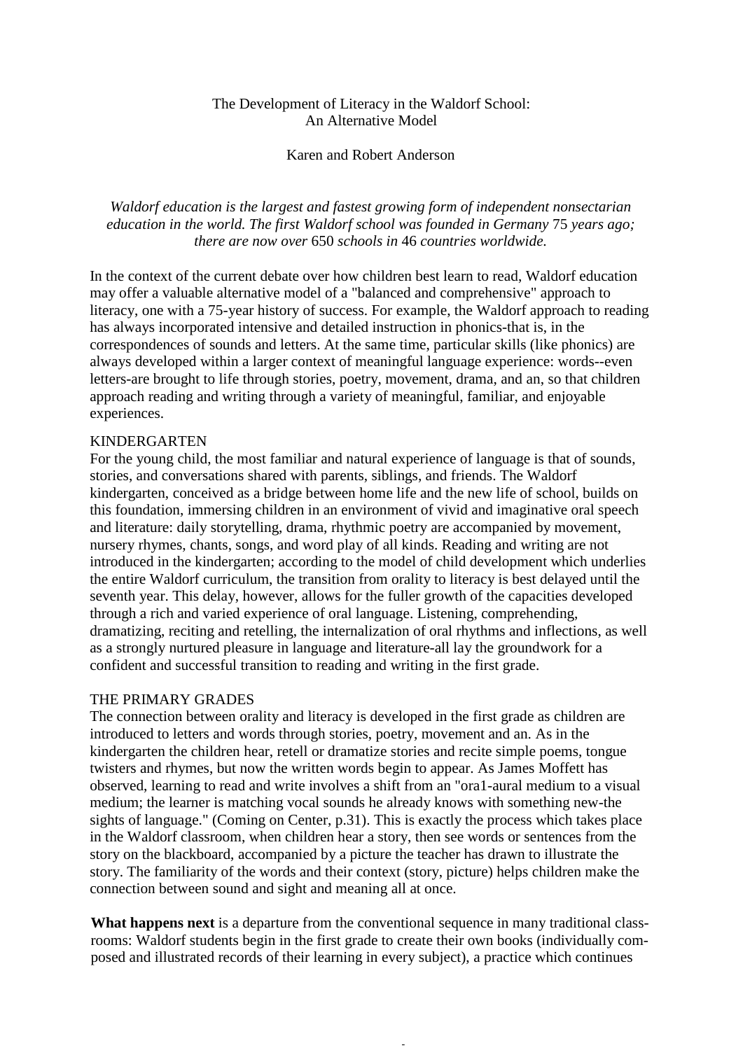# The Development of Literacy in the Waldorf School: An Alternative Model

Karen and Robert Anderson

*Waldorf education is the largest and fastest growing form of independent nonsectarian education in the world. The first Waldorf school was founded in Germany* 75 *years ago; there are now over* 650 *schools in* 46 *countries worldwide.*

In the context of the current debate over how children best learn to read, Waldorf education may offer a valuable alternative model of a "balanced and comprehensive" approach to literacy, one with a 75-year history of success. For example, the Waldorf approach to reading has always incorporated intensive and detailed instruction in phonics-that is, in the correspondences of sounds and letters. At the same time, particular skills (like phonics) are always developed within a larger context of meaningful language experience: words--even letters-are brought to life through stories, poetry, movement, drama, and an, so that children approach reading and writing through a variety of meaningful, familiar, and enjoyable experiences.

## KINDERGARTEN

For the young child, the most familiar and natural experience of language is that of sounds, stories, and conversations shared with parents, siblings, and friends. The Waldorf kindergarten, conceived as a bridge between home life and the new life of school, builds on this foundation, immersing children in an environment of vivid and imaginative oral speech and literature: daily storytelling, drama, rhythmic poetry are accompanied by movement, nursery rhymes, chants, songs, and word play of all kinds. Reading and writing are not introduced in the kindergarten; according to the model of child development which underlies the entire Waldorf curriculum, the transition from orality to literacy is best delayed until the seventh year. This delay, however, allows for the fuller growth of the capacities developed through a rich and varied experience of oral language. Listening, comprehending, dramatizing, reciting and retelling, the internalization of oral rhythms and inflections, as well as a strongly nurtured pleasure in language and literature-all lay the groundwork for a confident and successful transition to reading and writing in the first grade.

## THE PRIMARY GRADES

The connection between orality and literacy is developed in the first grade as children are introduced to letters and words through stories, poetry, movement and an. As in the kindergarten the children hear, retell or dramatize stories and recite simple poems, tongue twisters and rhymes, but now the written words begin to appear. As James Moffett has observed, learning to read and write involves a shift from an "ora1-aural medium to a visual medium; the learner is matching vocal sounds he already knows with something new-the sights of language." (Coming on Center, p.31). This is exactly the process which takes place in the Waldorf classroom, when children hear a story, then see words or sentences from the story on the blackboard, accompanied by a picture the teacher has drawn to illustrate the story. The familiarity of the words and their context (story, picture) helps children make the connection between sound and sight and meaning all at once.

**What happens next** is a departure from the conventional sequence in many traditional classrooms: Waldorf students begin in the first grade to create their own books (individually composed and illustrated records of their learning in every subject), a practice which continues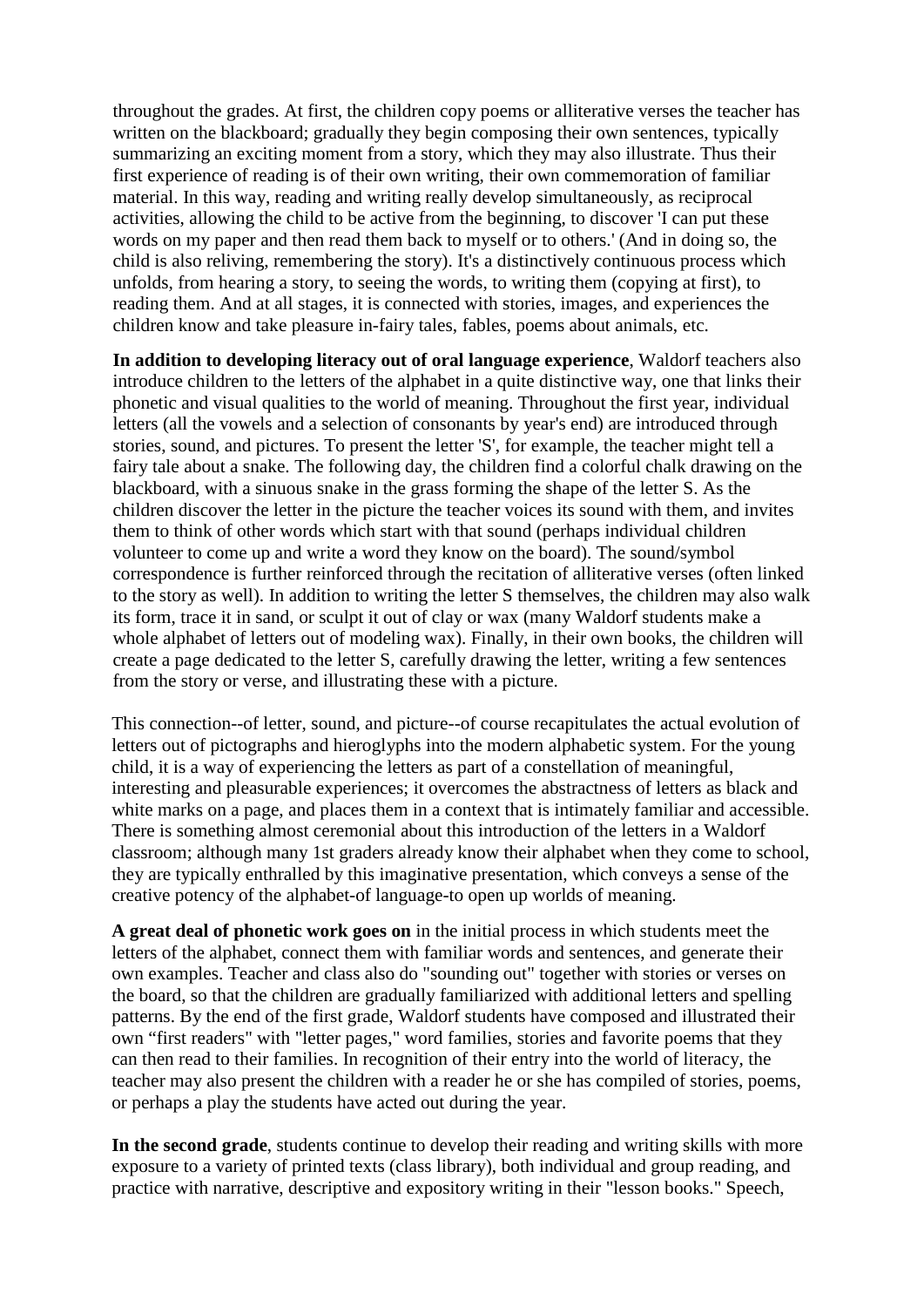throughout the grades. At first, the children copy poems or alliterative verses the teacher has written on the blackboard; gradually they begin composing their own sentences, typically summarizing an exciting moment from a story, which they may also illustrate. Thus their first experience of reading is of their own writing, their own commemoration of familiar material. In this way, reading and writing really develop simultaneously, as reciprocal activities, allowing the child to be active from the beginning, to discover 'I can put these words on my paper and then read them back to myself or to others.' (And in doing so, the child is also reliving, remembering the story). It's a distinctively continuous process which unfolds, from hearing a story, to seeing the words, to writing them (copying at first), to reading them. And at all stages, it is connected with stories, images, and experiences the children know and take pleasure in-fairy tales, fables, poems about animals, etc.

**In addition to developing literacy out of oral language experience**, Waldorf teachers also introduce children to the letters of the alphabet in a quite distinctive way, one that links their phonetic and visual qualities to the world of meaning. Throughout the first year, individual letters (all the vowels and a selection of consonants by year's end) are introduced through stories, sound, and pictures. To present the letter 'S', for example, the teacher might tell a fairy tale about a snake. The following day, the children find a colorful chalk drawing on the blackboard, with a sinuous snake in the grass forming the shape of the letter S. As the children discover the letter in the picture the teacher voices its sound with them, and invites them to think of other words which start with that sound (perhaps individual children volunteer to come up and write a word they know on the board). The sound/symbol correspondence is further reinforced through the recitation of alliterative verses (often linked to the story as well). In addition to writing the letter S themselves, the children may also walk its form, trace it in sand, or sculpt it out of clay or wax (many Waldorf students make a whole alphabet of letters out of modeling wax). Finally, in their own books, the children will create a page dedicated to the letter S, carefully drawing the letter, writing a few sentences from the story or verse, and illustrating these with a picture.

This connection--of letter, sound, and picture--of course recapitulates the actual evolution of letters out of pictographs and hieroglyphs into the modern alphabetic system. For the young child, it is a way of experiencing the letters as part of a constellation of meaningful, interesting and pleasurable experiences; it overcomes the abstractness of letters as black and white marks on a page, and places them in a context that is intimately familiar and accessible. There is something almost ceremonial about this introduction of the letters in a Waldorf classroom; although many 1st graders already know their alphabet when they come to school, they are typically enthralled by this imaginative presentation, which conveys a sense of the creative potency of the alphabet-of language-to open up worlds of meaning.

**A great deal of phonetic work goes on** in the initial process in which students meet the letters of the alphabet, connect them with familiar words and sentences, and generate their own examples. Teacher and class also do "sounding out" together with stories or verses on the board, so that the children are gradually familiarized with additional letters and spelling patterns. By the end of the first grade, Waldorf students have composed and illustrated their own "first readers" with "letter pages," word families, stories and favorite poems that they can then read to their families. In recognition of their entry into the world of literacy, the teacher may also present the children with a reader he or she has compiled of stories, poems, or perhaps a play the students have acted out during the year.

**In the second grade**, students continue to develop their reading and writing skills with more exposure to a variety of printed texts (class library), both individual and group reading, and practice with narrative, descriptive and expository writing in their "lesson books." Speech,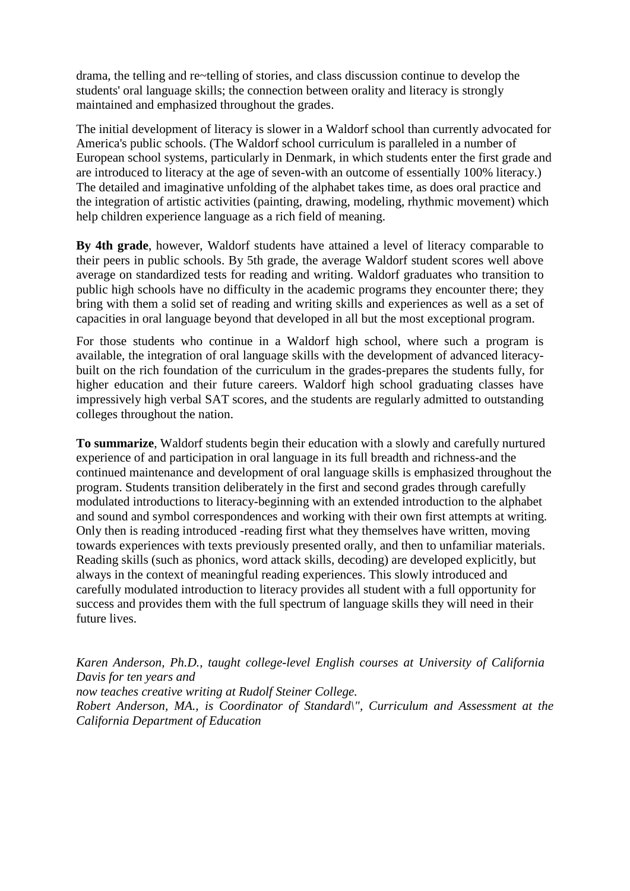drama, the telling and re~telling of stories, and class discussion continue to develop the students' oral language skills; the connection between orality and literacy is strongly maintained and emphasized throughout the grades.

The initial development of literacy is slower in a Waldorf school than currently advocated for America's public schools. (The Waldorf school curriculum is paralleled in a number of European school systems, particularly in Denmark, in which students enter the first grade and are introduced to literacy at the age of seven-with an outcome of essentially 100% literacy.) The detailed and imaginative unfolding of the alphabet takes time, as does oral practice and the integration of artistic activities (painting, drawing, modeling, rhythmic movement) which help children experience language as a rich field of meaning.

**By 4th grade**, however, Waldorf students have attained a level of literacy comparable to their peers in public schools. By 5th grade, the average Waldorf student scores well above average on standardized tests for reading and writing. Waldorf graduates who transition to public high schools have no difficulty in the academic programs they encounter there; they bring with them a solid set of reading and writing skills and experiences as well as a set of capacities in oral language beyond that developed in all but the most exceptional program.

For those students who continue in a Waldorf high school, where such a program is available, the integration of oral language skills with the development of advanced literacy-built on the rich foundation of the curriculum in the grades-prepares the students fully, for higher education and their future careers. Waldorf high school graduating classes have impressively high verbal SAT scores, and the students are regularly admitted to outstanding colleges throughout the nation.

**To summarize**, Waldorf students begin their education with a slowly and carefully nurtured experience of and participation in oral language in its full breadth and richness-and the continued maintenance and development of oral language skills is emphasized throughout the program. Students transition deliberately in the first and second grades through carefully modulated introductions to literacy-beginning with an extended introduction to the alphabet and sound and symbol correspondences and working with their own first attempts at writing. Only then is reading introduced -reading first what they themselves have written, moving towards experiences with texts previously presented orally, and then to unfamiliar materials. Reading skills (such as phonics, word attack skills, decoding) are developed explicitly, but always in the context of meaningful reading experiences. This slowly introduced and carefully modulated introduction to literacy provides all student with a full opportunity for success and provides them with the full spectrum of language skills they will need in their future lives.

*Karen Anderson, Ph.D., taught college-level English courses at University of California Davis for ten years and*
*now teaches creative writing at Rudolf Steiner College.*
*Robert Anderson, MA., is Coordinator of Standard\", Curriculum and Assessment at the California Department of Education*